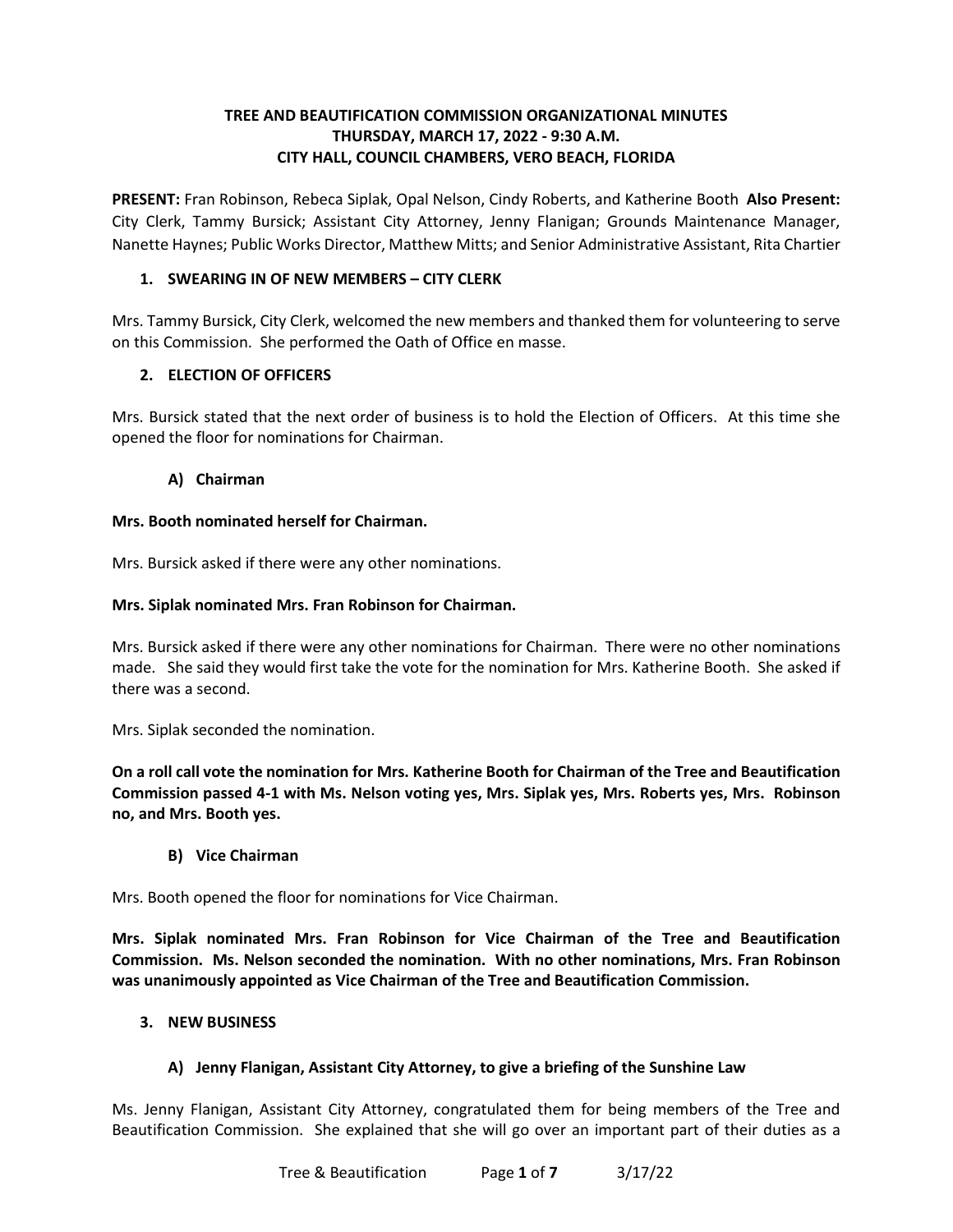# TREE AND BEAUTIFICATION COMMISSION ORGANIZATIONAL MINUTES
## THURSDAY, MARCH 17, 2022 - 9:30 A.M.
## CITY HALL, COUNCIL CHAMBERS, VERO BEACH, FLORIDA

**PRESENT:** Fran Robinson, Rebeca Siplak, Opal Nelson, Cindy Roberts, and Katherine Booth **Also Present:** City Clerk, Tammy Bursick; Assistant City Attorney, Jenny Flanigan; Grounds Maintenance Manager, Nanette Haynes; Public Works Director, Matthew Mitts; and Senior Administrative Assistant, Rita Chartier

### 1. SWEARING IN OF NEW MEMBERS – CITY CLERK

Mrs. Tammy Bursick, City Clerk, welcomed the new members and thanked them for volunteering to serve on this Commission. She performed the Oath of Office en masse.

### 2. ELECTION OF OFFICERS

Mrs. Bursick stated that the next order of business is to hold the Election of Officers. At this time she opened the floor for nominations for Chairman.

#### A) Chairman

**Mrs. Booth nominated herself for Chairman.**

Mrs. Bursick asked if there were any other nominations.

**Mrs. Siplak nominated Mrs. Fran Robinson for Chairman.**

Mrs. Bursick asked if there were any other nominations for Chairman. There were no other nominations made. She said they would first take the vote for the nomination for Mrs. Katherine Booth. She asked if there was a second.

Mrs. Siplak seconded the nomination.

**On a roll call vote the nomination for Mrs. Katherine Booth for Chairman of the Tree and Beautification Commission passed 4-1 with Ms. Nelson voting yes, Mrs. Siplak yes, Mrs. Roberts yes, Mrs. Robinson no, and Mrs. Booth yes.**

#### B) Vice Chairman

Mrs. Booth opened the floor for nominations for Vice Chairman.

**Mrs. Siplak nominated Mrs. Fran Robinson for Vice Chairman of the Tree and Beautification Commission. Ms. Nelson seconded the nomination. With no other nominations, Mrs. Fran Robinson was unanimously appointed as Vice Chairman of the Tree and Beautification Commission.**

### 3. NEW BUSINESS

#### A) Jenny Flanigan, Assistant City Attorney, to give a briefing of the Sunshine Law

Ms. Jenny Flanigan, Assistant City Attorney, congratulated them for being members of the Tree and Beautification Commission. She explained that she will go over an important part of their duties as a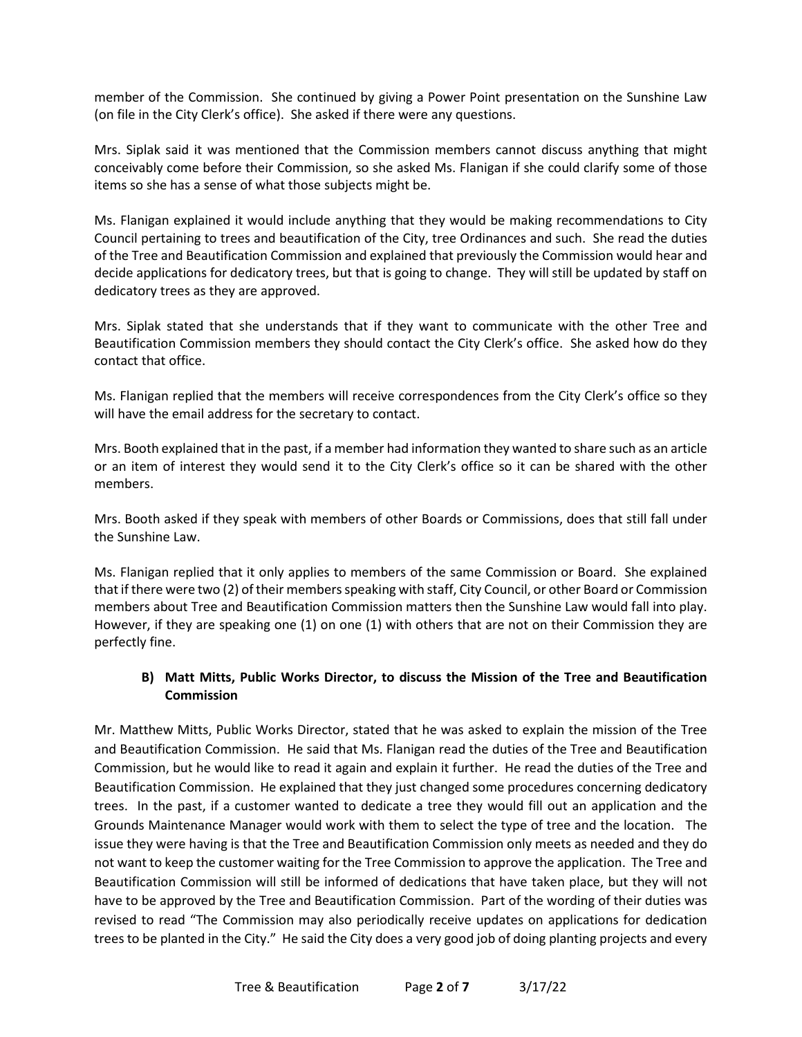member of the Commission. She continued by giving a Power Point presentation on the Sunshine Law (on file in the City Clerk's office). She asked if there were any questions.

Mrs. Siplak said it was mentioned that the Commission members cannot discuss anything that might conceivably come before their Commission, so she asked Ms. Flanigan if she could clarify some of those items so she has a sense of what those subjects might be.

Ms. Flanigan explained it would include anything that they would be making recommendations to City Council pertaining to trees and beautification of the City, tree Ordinances and such. She read the duties of the Tree and Beautification Commission and explained that previously the Commission would hear and decide applications for dedicatory trees, but that is going to change. They will still be updated by staff on dedicatory trees as they are approved.

Mrs. Siplak stated that she understands that if they want to communicate with the other Tree and Beautification Commission members they should contact the City Clerk's office. She asked how do they contact that office.

Ms. Flanigan replied that the members will receive correspondences from the City Clerk's office so they will have the email address for the secretary to contact.

Mrs. Booth explained that in the past, if a member had information they wanted to share such as an article or an item of interest they would send it to the City Clerk's office so it can be shared with the other members.

Mrs. Booth asked if they speak with members of other Boards or Commissions, does that still fall under the Sunshine Law.

Ms. Flanigan replied that it only applies to members of the same Commission or Board. She explained that if there were two (2) of their members speaking with staff, City Council, or other Board or Commission members about Tree and Beautification Commission matters then the Sunshine Law would fall into play. However, if they are speaking one (1) on one (1) with others that are not on their Commission they are perfectly fine.

### B) Matt Mitts, Public Works Director, to discuss the Mission of the Tree and Beautification Commission

Mr. Matthew Mitts, Public Works Director, stated that he was asked to explain the mission of the Tree and Beautification Commission. He said that Ms. Flanigan read the duties of the Tree and Beautification Commission, but he would like to read it again and explain it further. He read the duties of the Tree and Beautification Commission. He explained that they just changed some procedures concerning dedicatory trees. In the past, if a customer wanted to dedicate a tree they would fill out an application and the Grounds Maintenance Manager would work with them to select the type of tree and the location. The issue they were having is that the Tree and Beautification Commission only meets as needed and they do not want to keep the customer waiting for the Tree Commission to approve the application. The Tree and Beautification Commission will still be informed of dedications that have taken place, but they will not have to be approved by the Tree and Beautification Commission. Part of the wording of their duties was revised to read "The Commission may also periodically receive updates on applications for dedication trees to be planted in the City." He said the City does a very good job of doing planting projects and every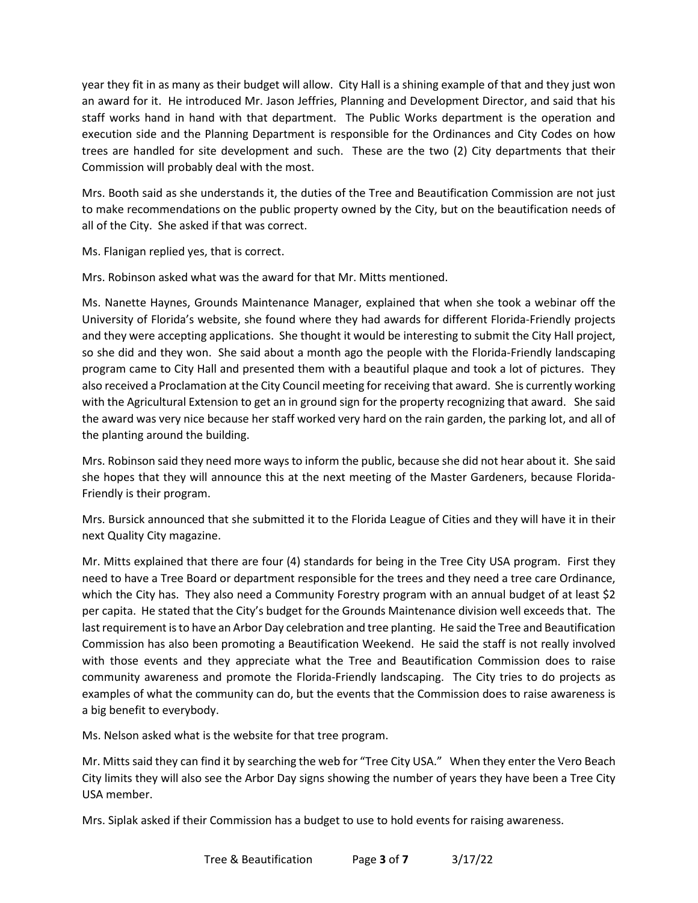year they fit in as many as their budget will allow. City Hall is a shining example of that and they just won an award for it. He introduced Mr. Jason Jeffries, Planning and Development Director, and said that his staff works hand in hand with that department. The Public Works department is the operation and execution side and the Planning Department is responsible for the Ordinances and City Codes on how trees are handled for site development and such. These are the two (2) City departments that their Commission will probably deal with the most.

Mrs. Booth said as she understands it, the duties of the Tree and Beautification Commission are not just to make recommendations on the public property owned by the City, but on the beautification needs of all of the City. She asked if that was correct.

Ms. Flanigan replied yes, that is correct.

Mrs. Robinson asked what was the award for that Mr. Mitts mentioned.

Ms. Nanette Haynes, Grounds Maintenance Manager, explained that when she took a webinar off the University of Florida's website, she found where they had awards for different Florida-Friendly projects and they were accepting applications. She thought it would be interesting to submit the City Hall project, so she did and they won. She said about a month ago the people with the Florida-Friendly landscaping program came to City Hall and presented them with a beautiful plaque and took a lot of pictures. They also received a Proclamation at the City Council meeting for receiving that award. She is currently working with the Agricultural Extension to get an in ground sign for the property recognizing that award. She said the award was very nice because her staff worked very hard on the rain garden, the parking lot, and all of the planting around the building.

Mrs. Robinson said they need more ways to inform the public, because she did not hear about it. She said she hopes that they will announce this at the next meeting of the Master Gardeners, because Florida-Friendly is their program.

Mrs. Bursick announced that she submitted it to the Florida League of Cities and they will have it in their next Quality City magazine.

Mr. Mitts explained that there are four (4) standards for being in the Tree City USA program. First they need to have a Tree Board or department responsible for the trees and they need a tree care Ordinance, which the City has. They also need a Community Forestry program with an annual budget of at least $2 per capita. He stated that the City's budget for the Grounds Maintenance division well exceeds that. The last requirement is to have an Arbor Day celebration and tree planting. He said the Tree and Beautification Commission has also been promoting a Beautification Weekend. He said the staff is not really involved with those events and they appreciate what the Tree and Beautification Commission does to raise community awareness and promote the Florida-Friendly landscaping. The City tries to do projects as examples of what the community can do, but the events that the Commission does to raise awareness is a big benefit to everybody.

Ms. Nelson asked what is the website for that tree program.

Mr. Mitts said they can find it by searching the web for "Tree City USA." When they enter the Vero Beach City limits they will also see the Arbor Day signs showing the number of years they have been a Tree City USA member.

Mrs. Siplak asked if their Commission has a budget to use to hold events for raising awareness.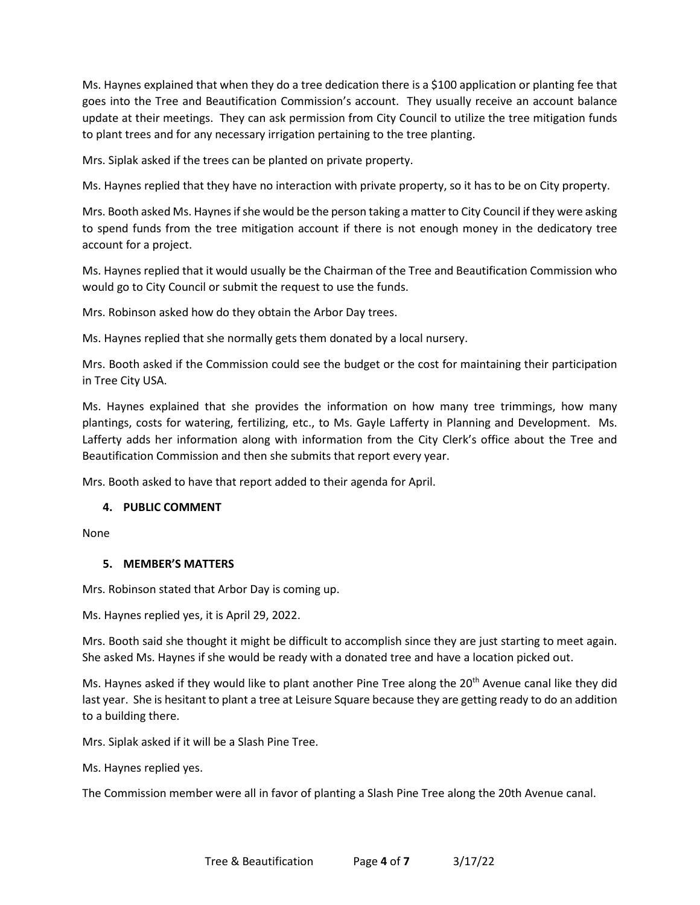Ms. Haynes explained that when they do a tree dedication there is a $100 application or planting fee that goes into the Tree and Beautification Commission's account. They usually receive an account balance update at their meetings. They can ask permission from City Council to utilize the tree mitigation funds to plant trees and for any necessary irrigation pertaining to the tree planting.

Mrs. Siplak asked if the trees can be planted on private property.

Ms. Haynes replied that they have no interaction with private property, so it has to be on City property.

Mrs. Booth asked Ms. Haynes if she would be the person taking a matter to City Council if they were asking to spend funds from the tree mitigation account if there is not enough money in the dedicatory tree account for a project.

Ms. Haynes replied that it would usually be the Chairman of the Tree and Beautification Commission who would go to City Council or submit the request to use the funds.

Mrs. Robinson asked how do they obtain the Arbor Day trees.

Ms. Haynes replied that she normally gets them donated by a local nursery.

Mrs. Booth asked if the Commission could see the budget or the cost for maintaining their participation in Tree City USA.

Ms. Haynes explained that she provides the information on how many tree trimmings, how many plantings, costs for watering, fertilizing, etc., to Ms. Gayle Lafferty in Planning and Development. Ms. Lafferty adds her information along with information from the City Clerk's office about the Tree and Beautification Commission and then she submits that report every year.

Mrs. Booth asked to have that report added to their agenda for April.

## 4. PUBLIC COMMENT

None

## 5. MEMBER'S MATTERS

Mrs. Robinson stated that Arbor Day is coming up.

Ms. Haynes replied yes, it is April 29, 2022.

Mrs. Booth said she thought it might be difficult to accomplish since they are just starting to meet again. She asked Ms. Haynes if she would be ready with a donated tree and have a location picked out.

Ms. Haynes asked if they would like to plant another Pine Tree along the 20th Avenue canal like they did last year. She is hesitant to plant a tree at Leisure Square because they are getting ready to do an addition to a building there.

Mrs. Siplak asked if it will be a Slash Pine Tree.

Ms. Haynes replied yes.

The Commission member were all in favor of planting a Slash Pine Tree along the 20th Avenue canal.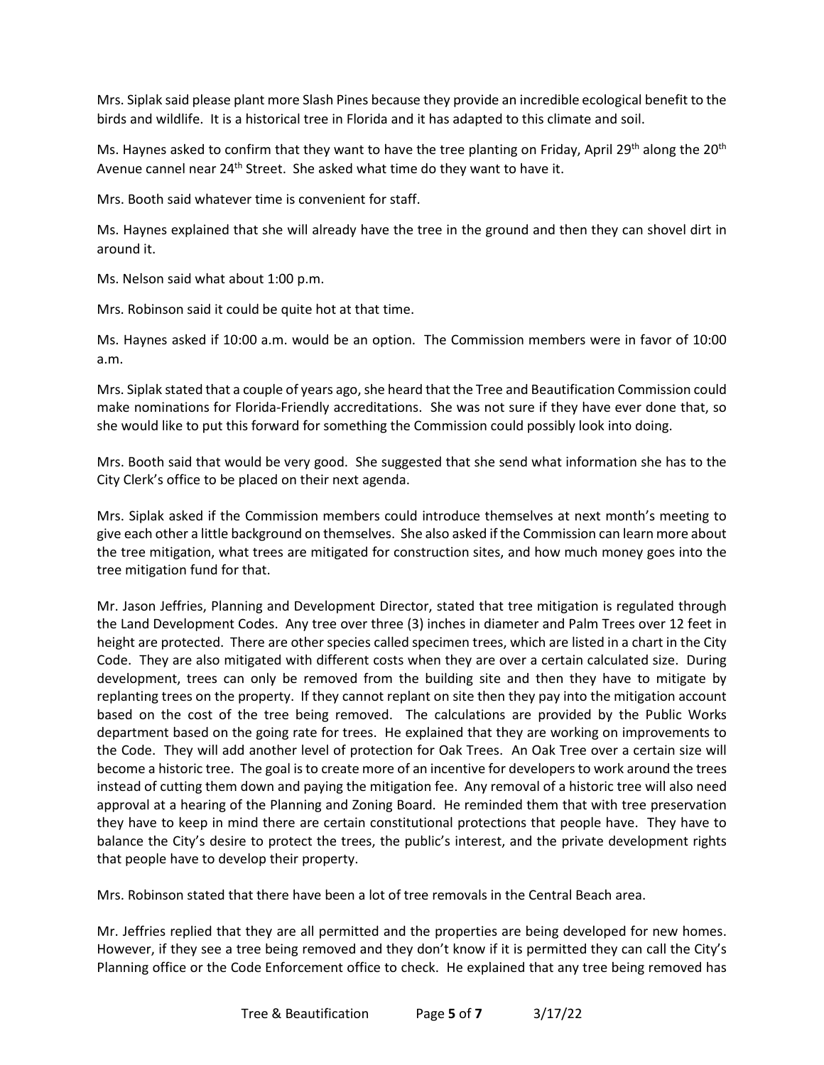Mrs. Siplak said please plant more Slash Pines because they provide an incredible ecological benefit to the birds and wildlife. It is a historical tree in Florida and it has adapted to this climate and soil.

Ms. Haynes asked to confirm that they want to have the tree planting on Friday, April 29th along the 20th Avenue cannel near 24th Street. She asked what time do they want to have it.

Mrs. Booth said whatever time is convenient for staff.

Ms. Haynes explained that she will already have the tree in the ground and then they can shovel dirt in around it.

Ms. Nelson said what about 1:00 p.m.

Mrs. Robinson said it could be quite hot at that time.

Ms. Haynes asked if 10:00 a.m. would be an option. The Commission members were in favor of 10:00 a.m.

Mrs. Siplak stated that a couple of years ago, she heard that the Tree and Beautification Commission could make nominations for Florida-Friendly accreditations. She was not sure if they have ever done that, so she would like to put this forward for something the Commission could possibly look into doing.

Mrs. Booth said that would be very good. She suggested that she send what information she has to the City Clerk's office to be placed on their next agenda.

Mrs. Siplak asked if the Commission members could introduce themselves at next month's meeting to give each other a little background on themselves. She also asked if the Commission can learn more about the tree mitigation, what trees are mitigated for construction sites, and how much money goes into the tree mitigation fund for that.

Mr. Jason Jeffries, Planning and Development Director, stated that tree mitigation is regulated through the Land Development Codes. Any tree over three (3) inches in diameter and Palm Trees over 12 feet in height are protected. There are other species called specimen trees, which are listed in a chart in the City Code. They are also mitigated with different costs when they are over a certain calculated size. During development, trees can only be removed from the building site and then they have to mitigate by replanting trees on the property. If they cannot replant on site then they pay into the mitigation account based on the cost of the tree being removed. The calculations are provided by the Public Works department based on the going rate for trees. He explained that they are working on improvements to the Code. They will add another level of protection for Oak Trees. An Oak Tree over a certain size will become a historic tree. The goal is to create more of an incentive for developers to work around the trees instead of cutting them down and paying the mitigation fee. Any removal of a historic tree will also need approval at a hearing of the Planning and Zoning Board. He reminded them that with tree preservation they have to keep in mind there are certain constitutional protections that people have. They have to balance the City's desire to protect the trees, the public's interest, and the private development rights that people have to develop their property.

Mrs. Robinson stated that there have been a lot of tree removals in the Central Beach area.

Mr. Jeffries replied that they are all permitted and the properties are being developed for new homes. However, if they see a tree being removed and they don't know if it is permitted they can call the City's Planning office or the Code Enforcement office to check. He explained that any tree being removed has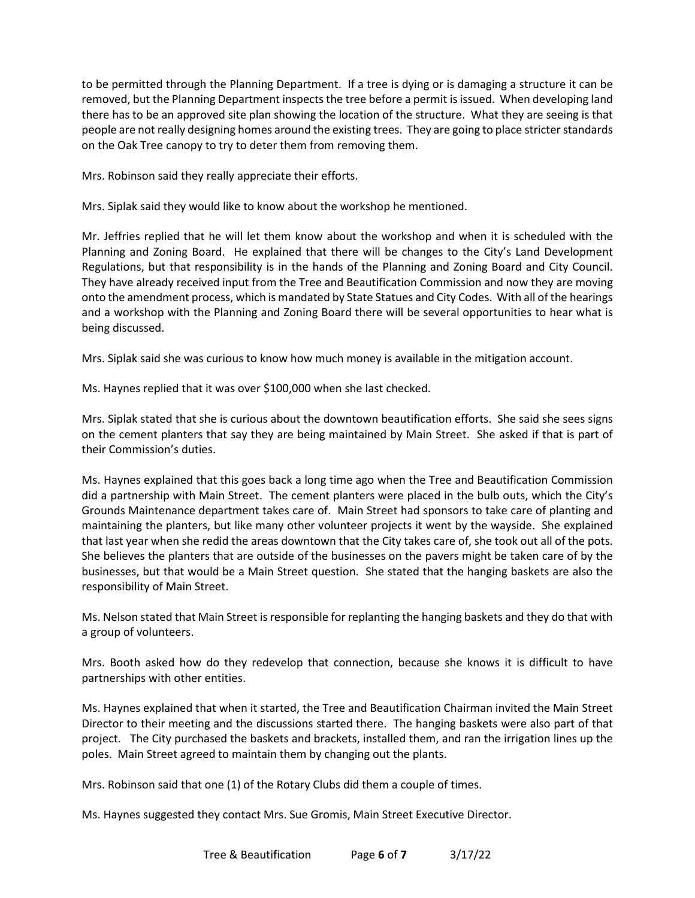to be permitted through the Planning Department. If a tree is dying or is damaging a structure it can be removed, but the Planning Department inspects the tree before a permit is issued. When developing land there has to be an approved site plan showing the location of the structure. What they are seeing is that people are not really designing homes around the existing trees. They are going to place stricter standards on the Oak Tree canopy to try to deter them from removing them.

Mrs. Robinson said they really appreciate their efforts.

Mrs. Siplak said they would like to know about the workshop he mentioned.

Mr. Jeffries replied that he will let them know about the workshop and when it is scheduled with the Planning and Zoning Board. He explained that there will be changes to the City's Land Development Regulations, but that responsibility is in the hands of the Planning and Zoning Board and City Council. They have already received input from the Tree and Beautification Commission and now they are moving onto the amendment process, which is mandated by State Statues and City Codes. With all of the hearings and a workshop with the Planning and Zoning Board there will be several opportunities to hear what is being discussed.

Mrs. Siplak said she was curious to know how much money is available in the mitigation account.

Ms. Haynes replied that it was over $100,000 when she last checked.

Mrs. Siplak stated that she is curious about the downtown beautification efforts. She said she sees signs on the cement planters that say they are being maintained by Main Street. She asked if that is part of their Commission's duties.

Ms. Haynes explained that this goes back a long time ago when the Tree and Beautification Commission did a partnership with Main Street. The cement planters were placed in the bulb outs, which the City's Grounds Maintenance department takes care of. Main Street had sponsors to take care of planting and maintaining the planters, but like many other volunteer projects it went by the wayside. She explained that last year when she redid the areas downtown that the City takes care of, she took out all of the pots. She believes the planters that are outside of the businesses on the pavers might be taken care of by the businesses, but that would be a Main Street question. She stated that the hanging baskets are also the responsibility of Main Street.

Ms. Nelson stated that Main Street is responsible for replanting the hanging baskets and they do that with a group of volunteers.

Mrs. Booth asked how do they redevelop that connection, because she knows it is difficult to have partnerships with other entities.

Ms. Haynes explained that when it started, the Tree and Beautification Chairman invited the Main Street Director to their meeting and the discussions started there. The hanging baskets were also part of that project. The City purchased the baskets and brackets, installed them, and ran the irrigation lines up the poles. Main Street agreed to maintain them by changing out the plants.

Mrs. Robinson said that one (1) of the Rotary Clubs did them a couple of times.

Ms. Haynes suggested they contact Mrs. Sue Gromis, Main Street Executive Director.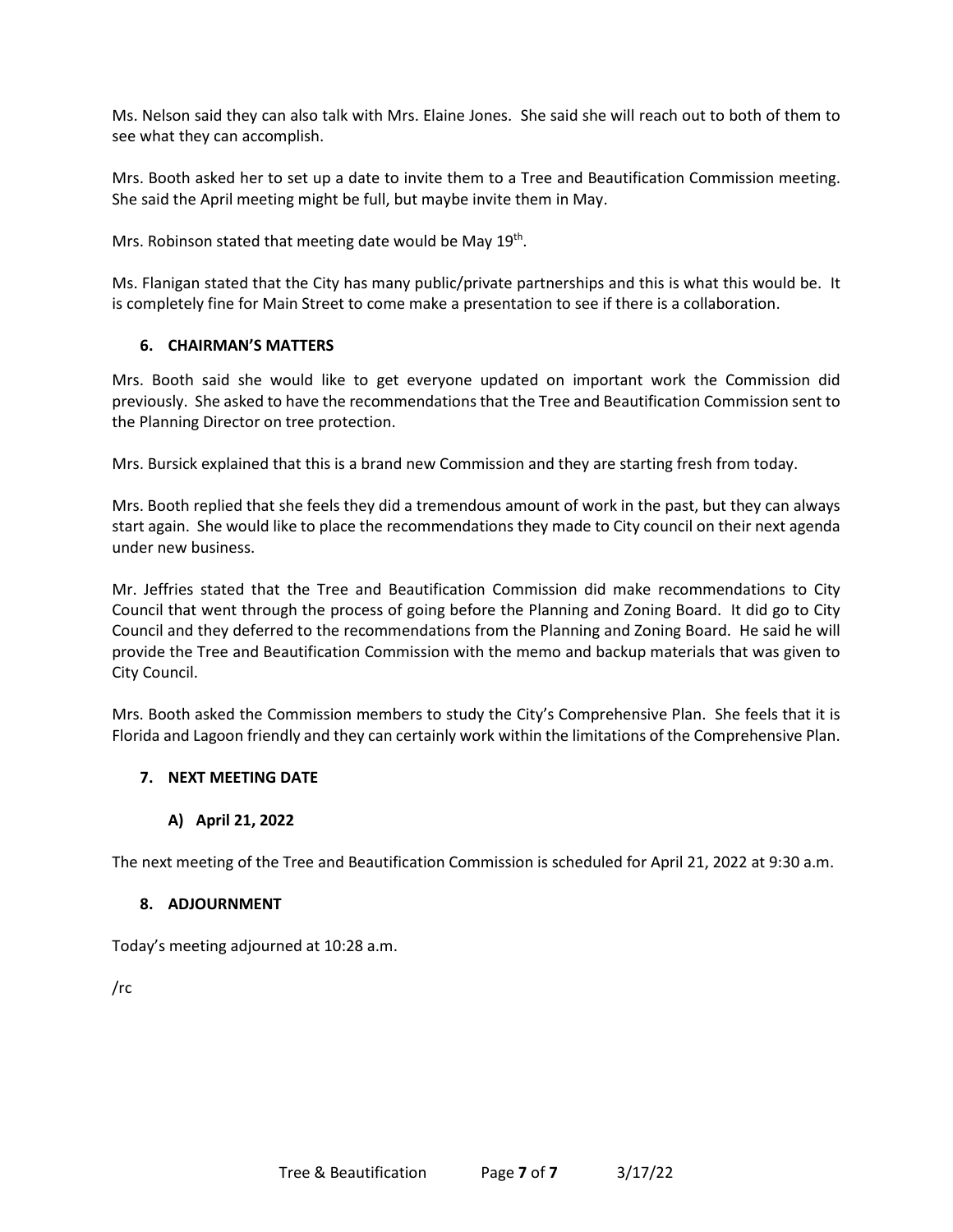Ms. Nelson said they can also talk with Mrs. Elaine Jones. She said she will reach out to both of them to see what they can accomplish.

Mrs. Booth asked her to set up a date to invite them to a Tree and Beautification Commission meeting. She said the April meeting might be full, but maybe invite them in May.

Mrs. Robinson stated that meeting date would be May 19th.

Ms. Flanigan stated that the City has many public/private partnerships and this is what this would be. It is completely fine for Main Street to come make a presentation to see if there is a collaboration.

### 6. CHAIRMAN'S MATTERS

Mrs. Booth said she would like to get everyone updated on important work the Commission did previously. She asked to have the recommendations that the Tree and Beautification Commission sent to the Planning Director on tree protection.

Mrs. Bursick explained that this is a brand new Commission and they are starting fresh from today.

Mrs. Booth replied that she feels they did a tremendous amount of work in the past, but they can always start again. She would like to place the recommendations they made to City council on their next agenda under new business.

Mr. Jeffries stated that the Tree and Beautification Commission did make recommendations to City Council that went through the process of going before the Planning and Zoning Board. It did go to City Council and they deferred to the recommendations from the Planning and Zoning Board. He said he will provide the Tree and Beautification Commission with the memo and backup materials that was given to City Council.

Mrs. Booth asked the Commission members to study the City's Comprehensive Plan. She feels that it is Florida and Lagoon friendly and they can certainly work within the limitations of the Comprehensive Plan.

### 7. NEXT MEETING DATE

#### A) April 21, 2022

The next meeting of the Tree and Beautification Commission is scheduled for April 21, 2022 at 9:30 a.m.

### 8. ADJOURNMENT

Today's meeting adjourned at 10:28 a.m.

/rc